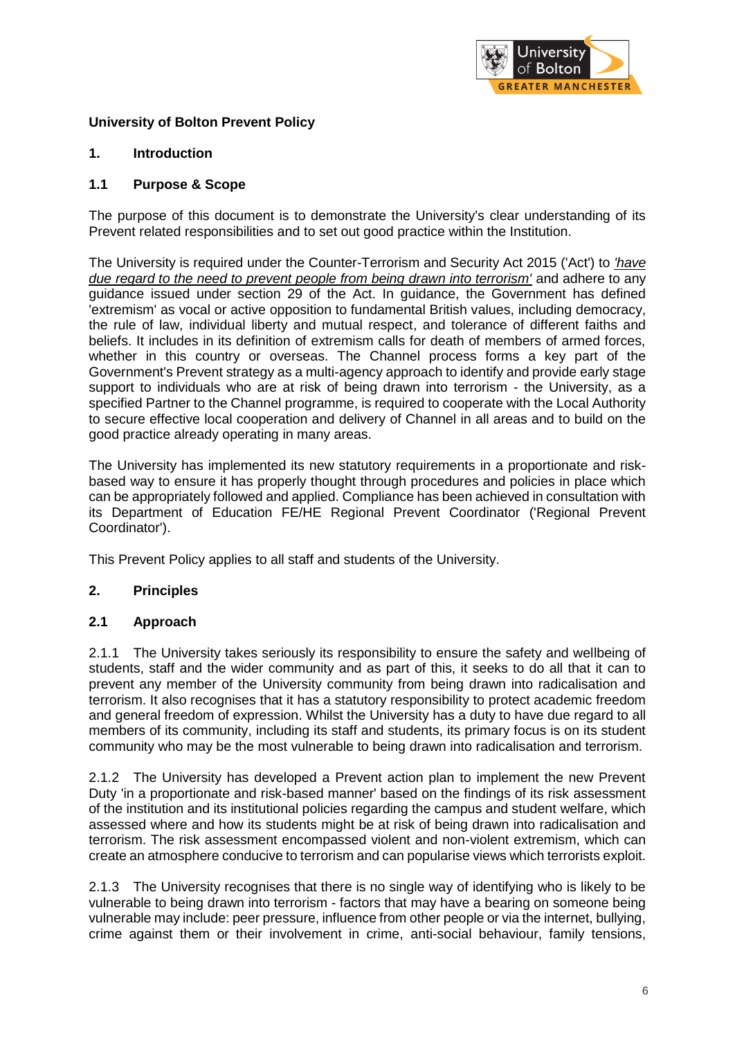# University of Bolton Prevent Policy

## 1. Introduction

### 1.1 Purpose & Scope

The purpose of this document is to demonstrate the University's clear understanding of its Prevent related responsibilities and to set out good practice within the Institution.

The University is required under the Counter-Terrorism and Security Act 2015 ('Act') to *'have due regard to the need to prevent people from being drawn into terrorism'* and adhere to any guidance issued under section 29 of the Act. In guidance, the Government has defined 'extremism' as vocal or active opposition to fundamental British values, including democracy, the rule of law, individual liberty and mutual respect, and tolerance of different faiths and beliefs. It includes in its definition of extremism calls for death of members of armed forces, whether in this country or overseas. The Channel process forms a key part of the Government's Prevent strategy as a multi-agency approach to identify and provide early stage support to individuals who are at risk of being drawn into terrorism - the University, as a specified Partner to the Channel programme, is required to cooperate with the Local Authority to secure effective local cooperation and delivery of Channel in all areas and to build on the good practice already operating in many areas.

The University has implemented its new statutory requirements in a proportionate and risk-based way to ensure it has properly thought through procedures and policies in place which can be appropriately followed and applied. Compliance has been achieved in consultation with its Department of Education FE/HE Regional Prevent Coordinator ('Regional Prevent Coordinator').

This Prevent Policy applies to all staff and students of the University.

## 2. Principles

### 2.1 Approach

2.1.1 The University takes seriously its responsibility to ensure the safety and wellbeing of students, staff and the wider community and as part of this, it seeks to do all that it can to prevent any member of the University community from being drawn into radicalisation and terrorism. It also recognises that it has a statutory responsibility to protect academic freedom and general freedom of expression. Whilst the University has a duty to have due regard to all members of its community, including its staff and students, its primary focus is on its student community who may be the most vulnerable to being drawn into radicalisation and terrorism.

2.1.2 The University has developed a Prevent action plan to implement the new Prevent Duty 'in a proportionate and risk-based manner' based on the findings of its risk assessment of the institution and its institutional policies regarding the campus and student welfare, which assessed where and how its students might be at risk of being drawn into radicalisation and terrorism. The risk assessment encompassed violent and non-violent extremism, which can create an atmosphere conducive to terrorism and can popularise views which terrorists exploit.

2.1.3 The University recognises that there is no single way of identifying who is likely to be vulnerable to being drawn into terrorism - factors that may have a bearing on someone being vulnerable may include: peer pressure, influence from other people or via the internet, bullying, crime against them or their involvement in crime, anti-social behaviour, family tensions,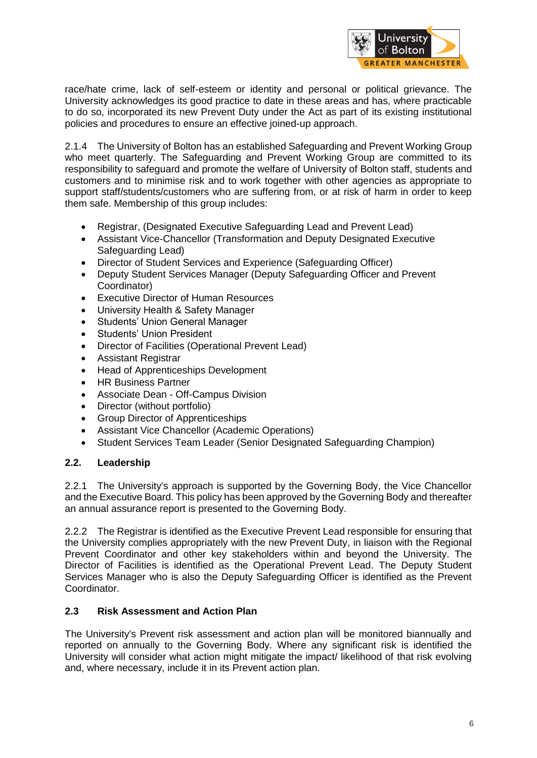race/hate crime, lack of self-esteem or identity and personal or political grievance. The University acknowledges its good practice to date in these areas and has, where practicable to do so, incorporated its new Prevent Duty under the Act as part of its existing institutional policies and procedures to ensure an effective joined-up approach.

2.1.4 The University of Bolton has an established Safeguarding and Prevent Working Group who meet quarterly. The Safeguarding and Prevent Working Group are committed to its responsibility to safeguard and promote the welfare of University of Bolton staff, students and customers and to minimise risk and to work together with other agencies as appropriate to support staff/students/customers who are suffering from, or at risk of harm in order to keep them safe. Membership of this group includes:

- Registrar, (Designated Executive Safeguarding Lead and Prevent Lead)
- Assistant Vice-Chancellor (Transformation and Deputy Designated Executive Safeguarding Lead)
- Director of Student Services and Experience (Safeguarding Officer)
- Deputy Student Services Manager (Deputy Safeguarding Officer and Prevent Coordinator)
- Executive Director of Human Resources
- University Health & Safety Manager
- Students' Union General Manager
- Students' Union President
- Director of Facilities (Operational Prevent Lead)
- Assistant Registrar
- Head of Apprenticeships Development
- HR Business Partner
- Associate Dean - Off-Campus Division
- Director (without portfolio)
- Group Director of Apprenticeships
- Assistant Vice Chancellor (Academic Operations)
- Student Services Team Leader (Senior Designated Safeguarding Champion)

### 2.2. Leadership

2.2.1 The University's approach is supported by the Governing Body, the Vice Chancellor and the Executive Board. This policy has been approved by the Governing Body and thereafter an annual assurance report is presented to the Governing Body.

2.2.2 The Registrar is identified as the Executive Prevent Lead responsible for ensuring that the University complies appropriately with the new Prevent Duty, in liaison with the Regional Prevent Coordinator and other key stakeholders within and beyond the University. The Director of Facilities is identified as the Operational Prevent Lead. The Deputy Student Services Manager who is also the Deputy Safeguarding Officer is identified as the Prevent Coordinator.

### 2.3 Risk Assessment and Action Plan

The University's Prevent risk assessment and action plan will be monitored biannually and reported on annually to the Governing Body. Where any significant risk is identified the University will consider what action might mitigate the impact/ likelihood of that risk evolving and, where necessary, include it in its Prevent action plan.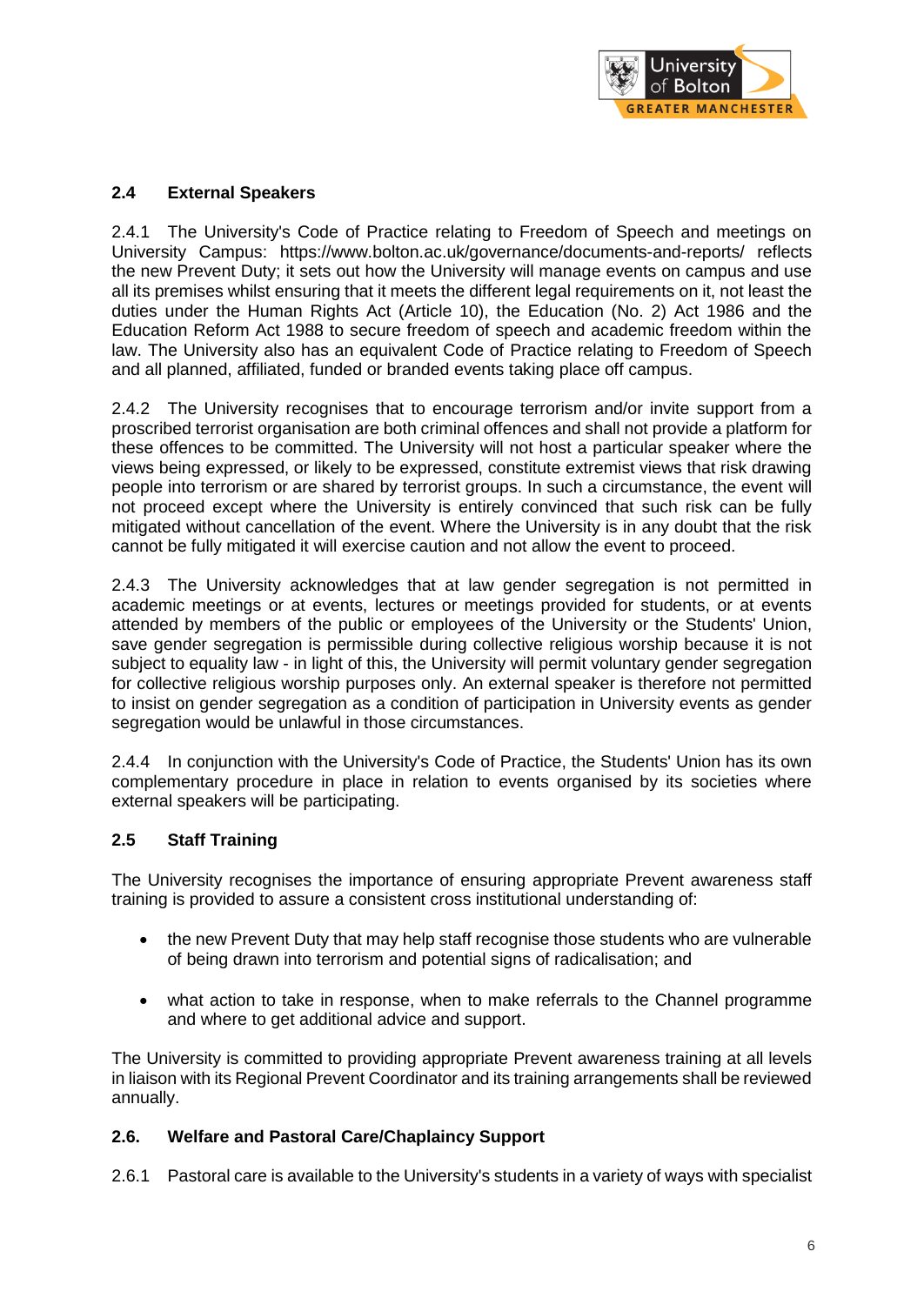### 2.4 External Speakers

2.4.1 The University's Code of Practice relating to Freedom of Speech and meetings on University Campus: https://www.bolton.ac.uk/governance/documents-and-reports/ reflects the new Prevent Duty; it sets out how the University will manage events on campus and use all its premises whilst ensuring that it meets the different legal requirements on it, not least the duties under the Human Rights Act (Article 10), the Education (No. 2) Act 1986 and the Education Reform Act 1988 to secure freedom of speech and academic freedom within the law. The University also has an equivalent Code of Practice relating to Freedom of Speech and all planned, affiliated, funded or branded events taking place off campus.

2.4.2 The University recognises that to encourage terrorism and/or invite support from a proscribed terrorist organisation are both criminal offences and shall not provide a platform for these offences to be committed. The University will not host a particular speaker where the views being expressed, or likely to be expressed, constitute extremist views that risk drawing people into terrorism or are shared by terrorist groups. In such a circumstance, the event will not proceed except where the University is entirely convinced that such risk can be fully mitigated without cancellation of the event. Where the University is in any doubt that the risk cannot be fully mitigated it will exercise caution and not allow the event to proceed.

2.4.3 The University acknowledges that at law gender segregation is not permitted in academic meetings or at events, lectures or meetings provided for students, or at events attended by members of the public or employees of the University or the Students' Union, save gender segregation is permissible during collective religious worship because it is not subject to equality law - in light of this, the University will permit voluntary gender segregation for collective religious worship purposes only. An external speaker is therefore not permitted to insist on gender segregation as a condition of participation in University events as gender segregation would be unlawful in those circumstances.

2.4.4 In conjunction with the University's Code of Practice, the Students' Union has its own complementary procedure in place in relation to events organised by its societies where external speakers will be participating.

### 2.5 Staff Training

The University recognises the importance of ensuring appropriate Prevent awareness staff training is provided to assure a consistent cross institutional understanding of:

- the new Prevent Duty that may help staff recognise those students who are vulnerable of being drawn into terrorism and potential signs of radicalisation; and
- what action to take in response, when to make referrals to the Channel programme and where to get additional advice and support.

The University is committed to providing appropriate Prevent awareness training at all levels in liaison with its Regional Prevent Coordinator and its training arrangements shall be reviewed annually.

### 2.6. Welfare and Pastoral Care/Chaplaincy Support

2.6.1 Pastoral care is available to the University's students in a variety of ways with specialist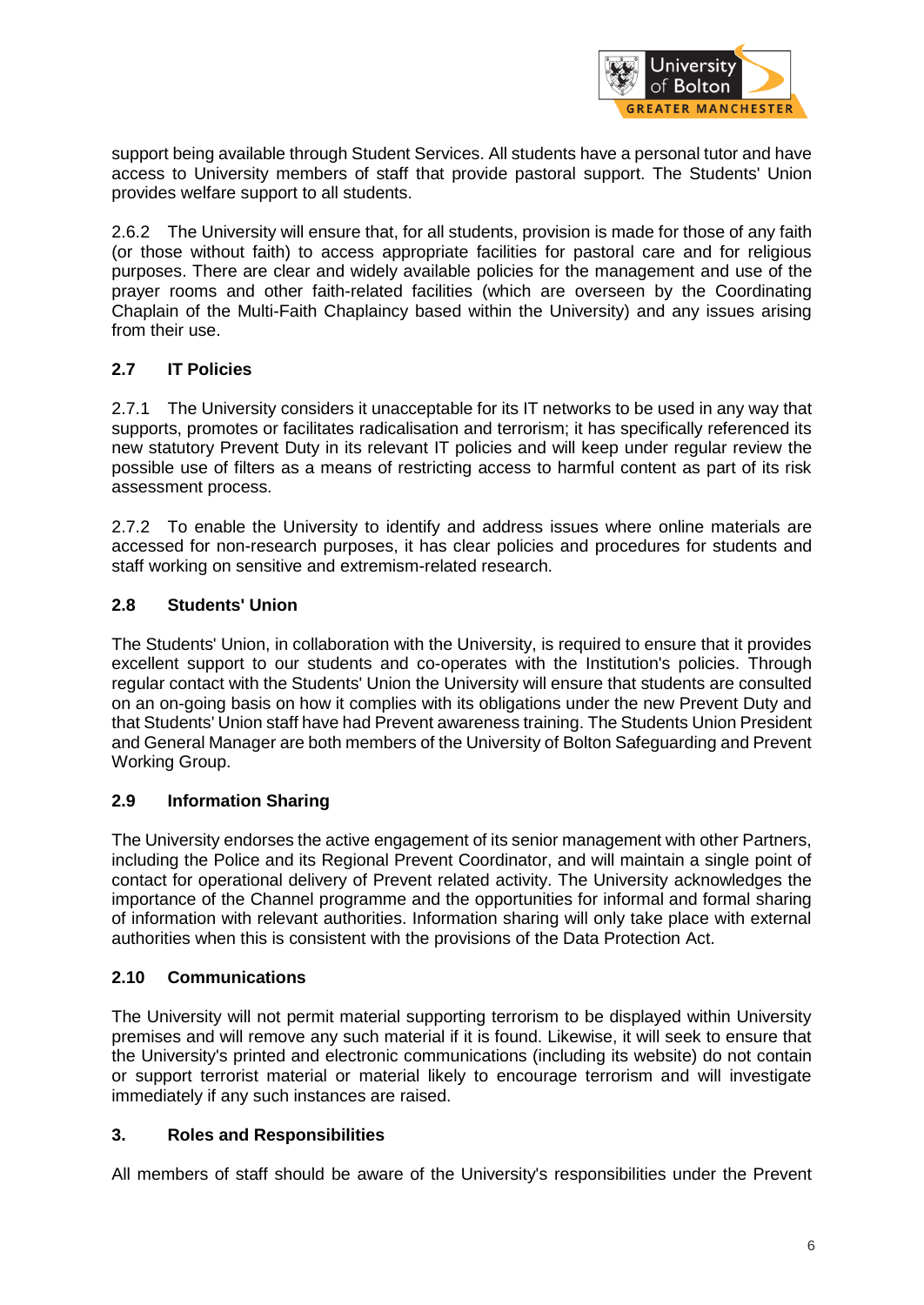support being available through Student Services. All students have a personal tutor and have access to University members of staff that provide pastoral support. The Students' Union provides welfare support to all students.

2.6.2 The University will ensure that, for all students, provision is made for those of any faith (or those without faith) to access appropriate facilities for pastoral care and for religious purposes. There are clear and widely available policies for the management and use of the prayer rooms and other faith-related facilities (which are overseen by the Coordinating Chaplain of the Multi-Faith Chaplaincy based within the University) and any issues arising from their use.

### 2.7 IT Policies

2.7.1 The University considers it unacceptable for its IT networks to be used in any way that supports, promotes or facilitates radicalisation and terrorism; it has specifically referenced its new statutory Prevent Duty in its relevant IT policies and will keep under regular review the possible use of filters as a means of restricting access to harmful content as part of its risk assessment process.

2.7.2 To enable the University to identify and address issues where online materials are accessed for non-research purposes, it has clear policies and procedures for students and staff working on sensitive and extremism-related research.

### 2.8 Students' Union

The Students' Union, in collaboration with the University, is required to ensure that it provides excellent support to our students and co-operates with the Institution's policies. Through regular contact with the Students' Union the University will ensure that students are consulted on an on-going basis on how it complies with its obligations under the new Prevent Duty and that Students' Union staff have had Prevent awareness training. The Students Union President and General Manager are both members of the University of Bolton Safeguarding and Prevent Working Group.

### 2.9 Information Sharing

The University endorses the active engagement of its senior management with other Partners, including the Police and its Regional Prevent Coordinator, and will maintain a single point of contact for operational delivery of Prevent related activity. The University acknowledges the importance of the Channel programme and the opportunities for informal and formal sharing of information with relevant authorities. Information sharing will only take place with external authorities when this is consistent with the provisions of the Data Protection Act.

### 2.10 Communications

The University will not permit material supporting terrorism to be displayed within University premises and will remove any such material if it is found. Likewise, it will seek to ensure that the University's printed and electronic communications (including its website) do not contain or support terrorist material or material likely to encourage terrorism and will investigate immediately if any such instances are raised.

## 3. Roles and Responsibilities

All members of staff should be aware of the University's responsibilities under the Prevent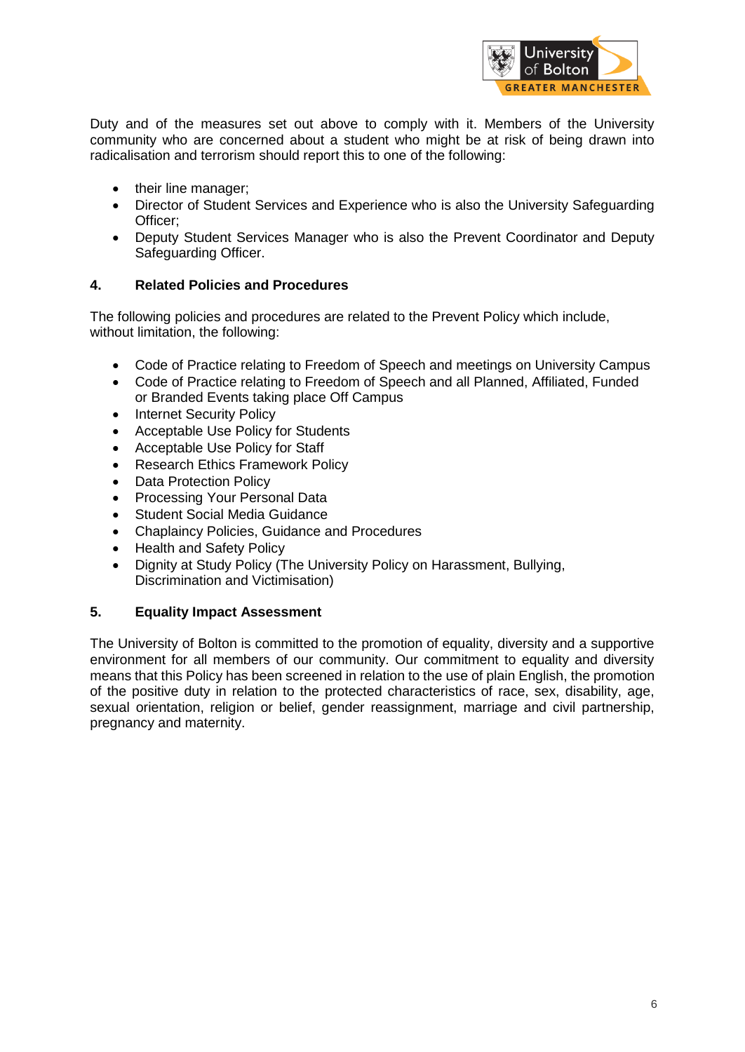Duty and of the measures set out above to comply with it. Members of the University community who are concerned about a student who might be at risk of being drawn into radicalisation and terrorism should report this to one of the following:

- their line manager;
- Director of Student Services and Experience who is also the University Safeguarding Officer;
- Deputy Student Services Manager who is also the Prevent Coordinator and Deputy Safeguarding Officer.

## 4. Related Policies and Procedures

The following policies and procedures are related to the Prevent Policy which include, without limitation, the following:

- Code of Practice relating to Freedom of Speech and meetings on University Campus
- Code of Practice relating to Freedom of Speech and all Planned, Affiliated, Funded or Branded Events taking place Off Campus
- Internet Security Policy
- Acceptable Use Policy for Students
- Acceptable Use Policy for Staff
- Research Ethics Framework Policy
- Data Protection Policy
- Processing Your Personal Data
- Student Social Media Guidance
- Chaplaincy Policies, Guidance and Procedures
- Health and Safety Policy
- Dignity at Study Policy (The University Policy on Harassment, Bullying, Discrimination and Victimisation)

## 5. Equality Impact Assessment

The University of Bolton is committed to the promotion of equality, diversity and a supportive environment for all members of our community. Our commitment to equality and diversity means that this Policy has been screened in relation to the use of plain English, the promotion of the positive duty in relation to the protected characteristics of race, sex, disability, age, sexual orientation, religion or belief, gender reassignment, marriage and civil partnership, pregnancy and maternity.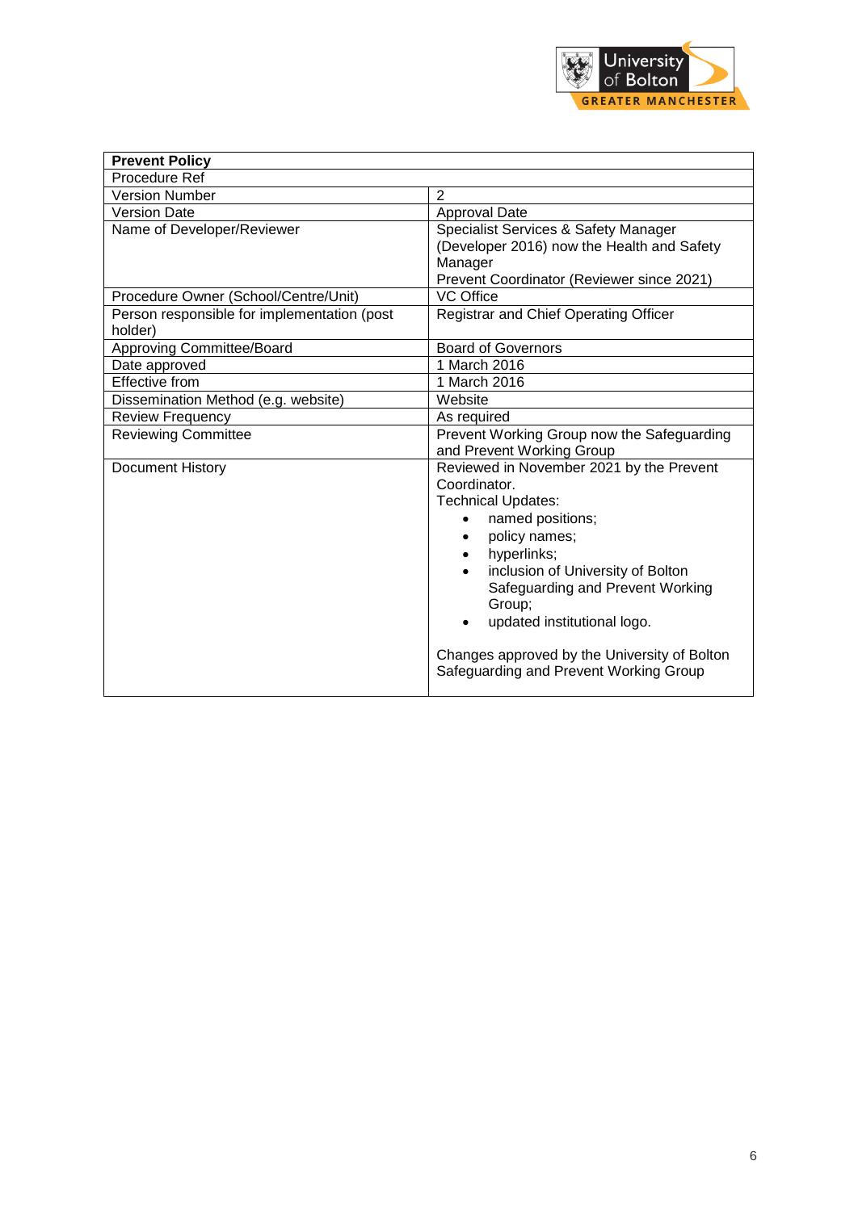| Prevent Policy | |
|---|---|
| Procedure Ref | |
| Version Number | 2 |
| Version Date | Approval Date |
| Name of Developer/Reviewer | Specialist Services & Safety Manager (Developer 2016) now the Health and Safety Manager<br>Prevent Coordinator (Reviewer since 2021) |
| Procedure Owner (School/Centre/Unit) | VC Office |
| Person responsible for implementation (post holder) | Registrar and Chief Operating Officer |
| Approving Committee/Board | Board of Governors |
| Date approved | 1 March 2016 |
| Effective from | 1 March 2016 |
| Dissemination Method (e.g. website) | Website |
| Review Frequency | As required |
| Reviewing Committee | Prevent Working Group now the Safeguarding and Prevent Working Group |
| Document History | Reviewed in November 2021 by the Prevent Coordinator.<br>Technical Updates:<br>• named positions;<br>• policy names;<br>• hyperlinks;<br>• inclusion of University of Bolton Safeguarding and Prevent Working Group;<br>• updated institutional logo.<br><br>Changes approved by the University of Bolton Safeguarding and Prevent Working Group |